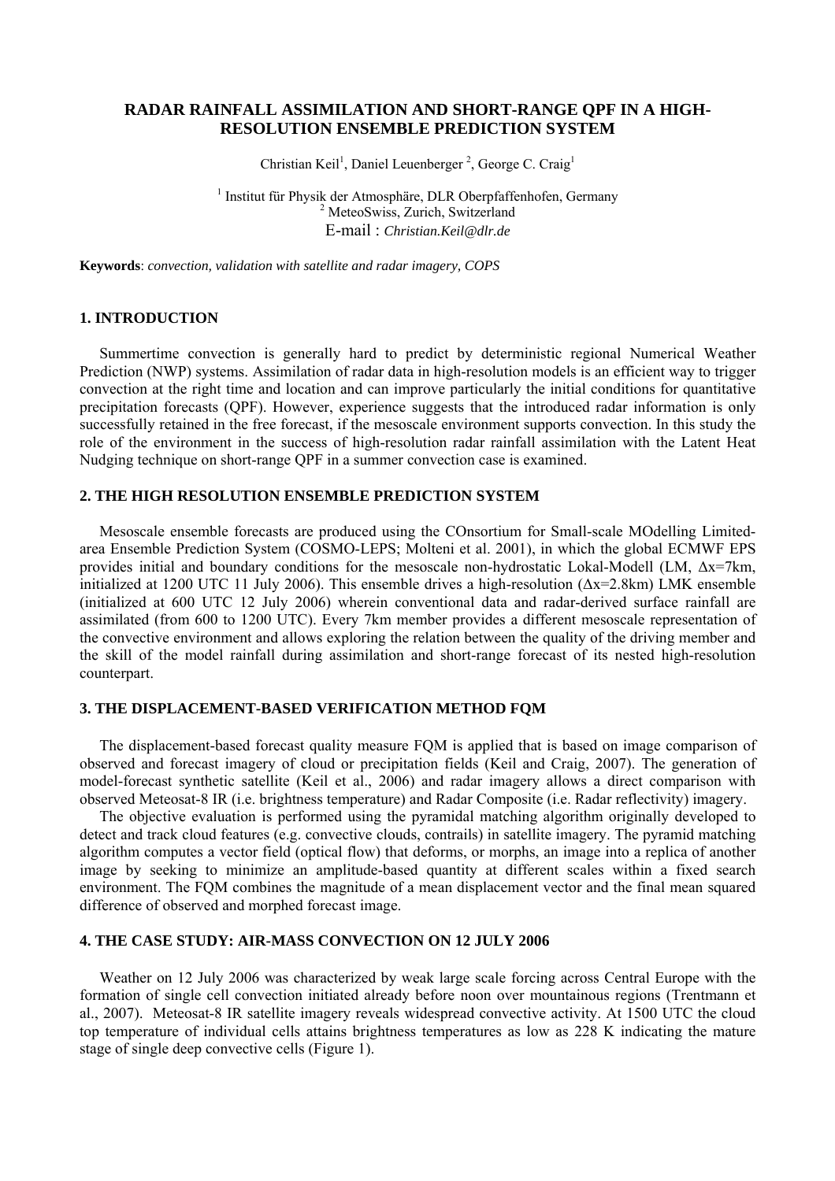# RADAR RAINFALL ASSIMILATION AND SHORT-RANGE QPF IN A HIGH-RESOLUTION ENSEMBLE PREDICTION SYSTEM

Christian Keil[1], Daniel Leuenberger [2], George C. Craig[1]

[1] Institut für Physik der Atmosphäre, DLR Oberpfaffenhofen, Germany
[2] MeteoSwiss, Zurich, Switzerland
E-mail : *Christian.Keil@dlr.de*

**Keywords**: *convection, validation with satellite and radar imagery, COPS*

## 1. INTRODUCTION

Summertime convection is generally hard to predict by deterministic regional Numerical Weather Prediction (NWP) systems. Assimilation of radar data in high-resolution models is an efficient way to trigger convection at the right time and location and can improve particularly the initial conditions for quantitative precipitation forecasts (QPF). However, experience suggests that the introduced radar information is only successfully retained in the free forecast, if the mesoscale environment supports convection. In this study the role of the environment in the success of high-resolution radar rainfall assimilation with the Latent Heat Nudging technique on short-range QPF in a summer convection case is examined.

## 2. THE HIGH RESOLUTION ENSEMBLE PREDICTION SYSTEM

Mesoscale ensemble forecasts are produced using the COnsortium for Small-scale MOdelling Limited-area Ensemble Prediction System (COSMO-LEPS; Molteni et al. 2001), in which the global ECMWF EPS provides initial and boundary conditions for the mesoscale non-hydrostatic Lokal-Modell (LM, $\Delta x$=7km, initialized at 1200 UTC 11 July 2006). This ensemble drives a high-resolution ($\Delta x$=2.8km) LMK ensemble (initialized at 600 UTC 12 July 2006) wherein conventional data and radar-derived surface rainfall are assimilated (from 600 to 1200 UTC). Every 7km member provides a different mesoscale representation of the convective environment and allows exploring the relation between the quality of the driving member and the skill of the model rainfall during assimilation and short-range forecast of its nested high-resolution counterpart.

## 3. THE DISPLACEMENT-BASED VERIFICATION METHOD FQM

The displacement-based forecast quality measure FQM is applied that is based on image comparison of observed and forecast imagery of cloud or precipitation fields (Keil and Craig, 2007). The generation of model-forecast synthetic satellite (Keil et al., 2006) and radar imagery allows a direct comparison with observed Meteosat-8 IR (i.e. brightness temperature) and Radar Composite (i.e. Radar reflectivity) imagery.

The objective evaluation is performed using the pyramidal matching algorithm originally developed to detect and track cloud features (e.g. convective clouds, contrails) in satellite imagery. The pyramid matching algorithm computes a vector field (optical flow) that deforms, or morphs, an image into a replica of another image by seeking to minimize an amplitude-based quantity at different scales within a fixed search environment. The FQM combines the magnitude of a mean displacement vector and the final mean squared difference of observed and morphed forecast image.

## 4. THE CASE STUDY: AIR-MASS CONVECTION ON 12 JULY 2006

Weather on 12 July 2006 was characterized by weak large scale forcing across Central Europe with the formation of single cell convection initiated already before noon over mountainous regions (Trentmann et al., 2007). Meteosat-8 IR satellite imagery reveals widespread convective activity. At 1500 UTC the cloud top temperature of individual cells attains brightness temperatures as low as 228 K indicating the mature stage of single deep convective cells (Figure 1).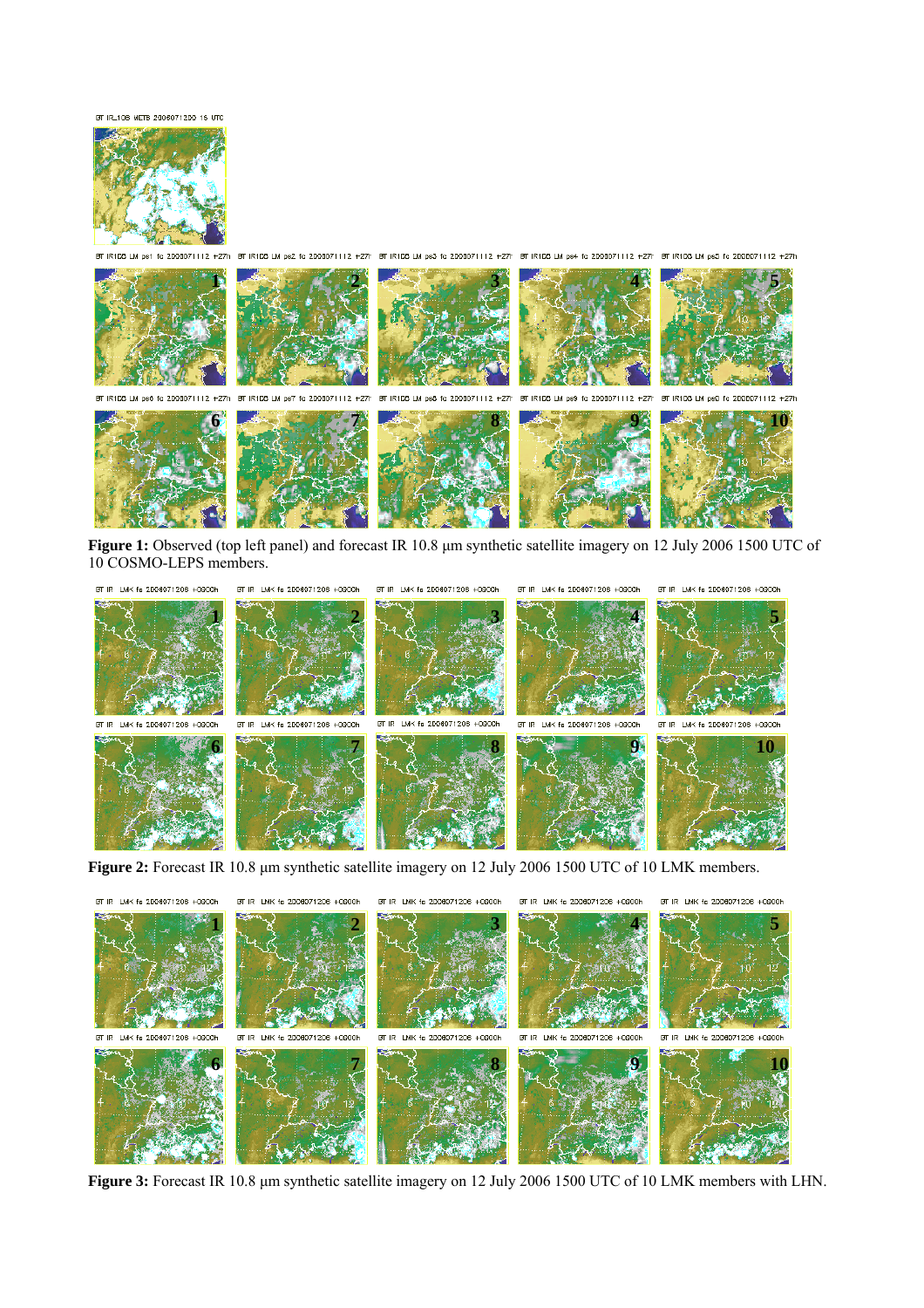**Figure 1:** Observed (top left panel) and forecast IR 10.8 µm synthetic satellite imagery on 12 July 2006 1500 UTC of 10 COSMO-LEPS members.

**Figure 2:** Forecast IR 10.8 µm synthetic satellite imagery on 12 July 2006 1500 UTC of 10 LMK members.

**Figure 3:** Forecast IR 10.8 µm synthetic satellite imagery on 12 July 2006 1500 UTC of 10 LMK members with LHN.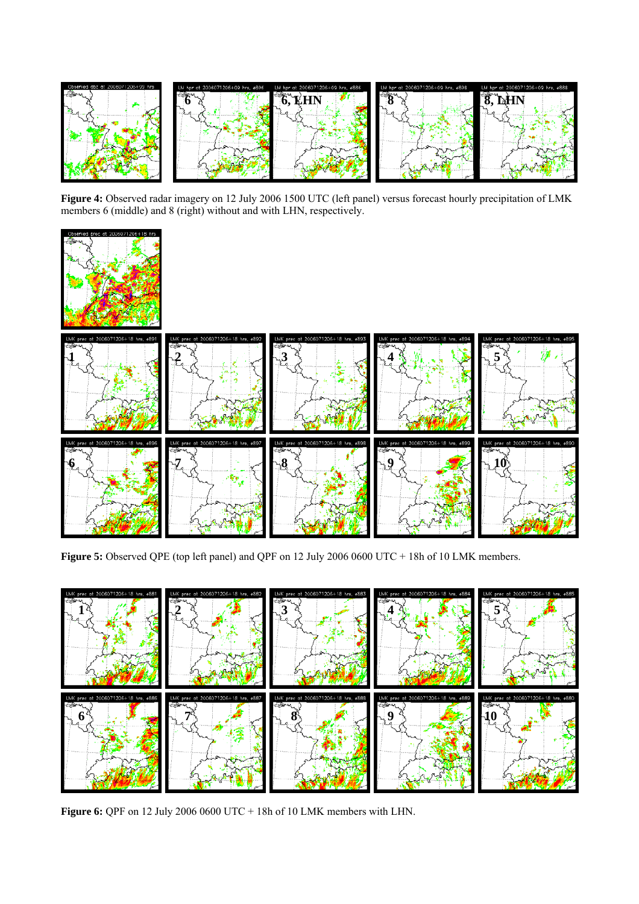**Figure 4:** Observed radar imagery on 12 July 2006 1500 UTC (left panel) versus forecast hourly precipitation of LMK members 6 (middle) and 8 (right) without and with LHN, respectively.

**Figure 5:** Observed QPE (top left panel) and QPF on 12 July 2006 0600 UTC + 18h of 10 LMK members.

**Figure 6:** QPF on 12 July 2006 0600 UTC + 18h of 10 LMK members with LHN.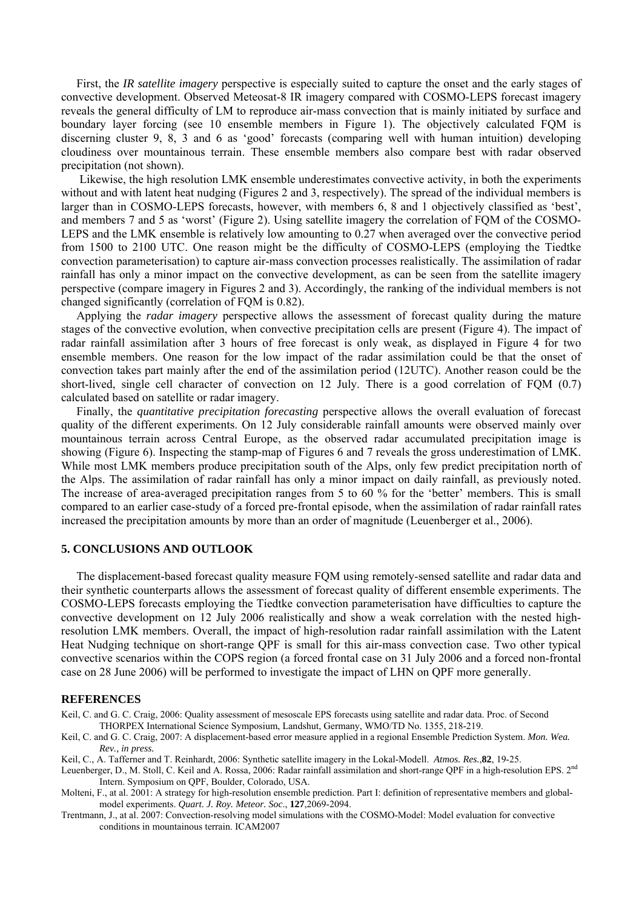First, the *IR satellite imagery* perspective is especially suited to capture the onset and the early stages of convective development. Observed Meteosat-8 IR imagery compared with COSMO-LEPS forecast imagery reveals the general difficulty of LM to reproduce air-mass convection that is mainly initiated by surface and boundary layer forcing (see 10 ensemble members in Figure 1). The objectively calculated FQM is discerning cluster 9, 8, 3 and 6 as 'good' forecasts (comparing well with human intuition) developing cloudiness over mountainous terrain. These ensemble members also compare best with radar observed precipitation (not shown).

Likewise, the high resolution LMK ensemble underestimates convective activity, in both the experiments without and with latent heat nudging (Figures 2 and 3, respectively). The spread of the individual members is larger than in COSMO-LEPS forecasts, however, with members 6, 8 and 1 objectively classified as 'best', and members 7 and 5 as 'worst' (Figure 2). Using satellite imagery the correlation of FQM of the COSMO-LEPS and the LMK ensemble is relatively low amounting to 0.27 when averaged over the convective period from 1500 to 2100 UTC. One reason might be the difficulty of COSMO-LEPS (employing the Tiedtke convection parameterisation) to capture air-mass convection processes realistically. The assimilation of radar rainfall has only a minor impact on the convective development, as can be seen from the satellite imagery perspective (compare imagery in Figures 2 and 3). Accordingly, the ranking of the individual members is not changed significantly (correlation of FQM is 0.82).

Applying the *radar imagery* perspective allows the assessment of forecast quality during the mature stages of the convective evolution, when convective precipitation cells are present (Figure 4). The impact of radar rainfall assimilation after 3 hours of free forecast is only weak, as displayed in Figure 4 for two ensemble members. One reason for the low impact of the radar assimilation could be that the onset of convection takes part mainly after the end of the assimilation period (12UTC). Another reason could be the short-lived, single cell character of convection on 12 July. There is a good correlation of FQM (0.7) calculated based on satellite or radar imagery.

Finally, the *quantitative precipitation forecasting* perspective allows the overall evaluation of forecast quality of the different experiments. On 12 July considerable rainfall amounts were observed mainly over mountainous terrain across Central Europe, as the observed radar accumulated precipitation image is showing (Figure 6). Inspecting the stamp-map of Figures 6 and 7 reveals the gross underestimation of LMK. While most LMK members produce precipitation south of the Alps, only few predict precipitation north of the Alps. The assimilation of radar rainfall has only a minor impact on daily rainfall, as previously noted. The increase of area-averaged precipitation ranges from 5 to 60 % for the 'better' members. This is small compared to an earlier case-study of a forced pre-frontal episode, when the assimilation of radar rainfall rates increased the precipitation amounts by more than an order of magnitude (Leuenberger et al., 2006).

## 5. CONCLUSIONS AND OUTLOOK

The displacement-based forecast quality measure FQM using remotely-sensed satellite and radar data and their synthetic counterparts allows the assessment of forecast quality of different ensemble experiments. The COSMO-LEPS forecasts employing the Tiedtke convection parameterisation have difficulties to capture the convective development on 12 July 2006 realistically and show a weak correlation with the nested high-resolution LMK members. Overall, the impact of high-resolution radar rainfall assimilation with the Latent Heat Nudging technique on short-range QPF is small for this air-mass convection case. Two other typical convective scenarios within the COPS region (a forced frontal case on 31 July 2006 and a forced non-frontal case on 28 June 2006) will be performed to investigate the impact of LHN on QPF more generally.

## REFERENCES

Keil, C. and G. C. Craig, 2006: Quality assessment of mesoscale EPS forecasts using satellite and radar data. Proc. of Second THORPEX International Science Symposium, Landshut, Germany, WMO/TD No. 1355, 218-219.

Keil, C. and G. C. Craig, 2007: A displacement-based error measure applied in a regional Ensemble Prediction System. *Mon. Wea. Rev., in press.*

Keil, C., A. Tafferner and T. Reinhardt, 2006: Synthetic satellite imagery in the Lokal-Modell. *Atmos. Res.*,**82**, 19-25.

Leuenberger, D., M. Stoll, C. Keil and A. Rossa, 2006: Radar rainfall assimilation and short-range QPF in a high-resolution EPS. 2nd Intern. Symposium on QPF, Boulder, Colorado, USA.

Molteni, F., at al. 2001: A strategy for high-resolution ensemble prediction. Part I: definition of representative members and global-model experiments. *Quart. J. Roy. Meteor. Soc.*, **127**,2069-2094.

Trentmann, J., at al. 2007: Convection-resolving model simulations with the COSMO-Model: Model evaluation for convective conditions in mountainous terrain. ICAM2007